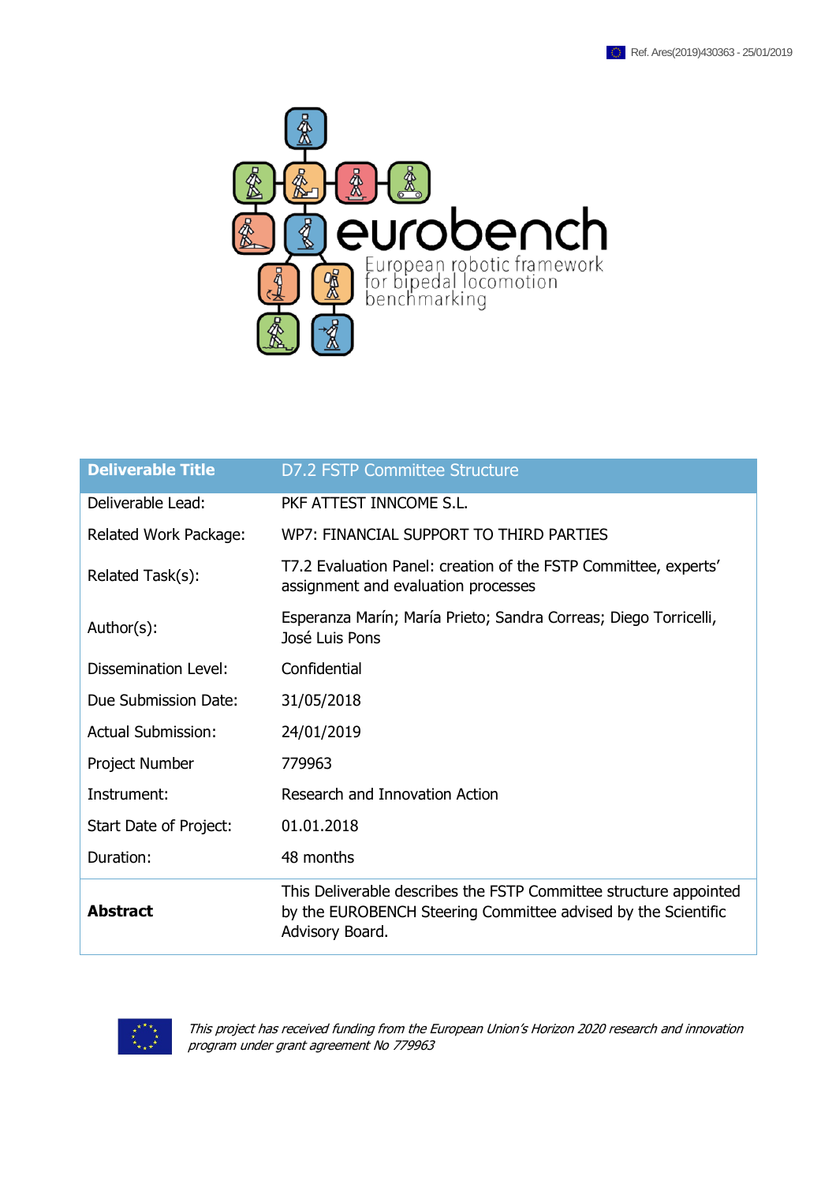Ref. Ares(2019)430363 - 25/01/2019

eurobench

European robotic framework for bipedal locomotion benchmarking

| **Deliverable Title** | D7.2 FSTP Committee Structure |
|---|---|
| Deliverable Lead: | PKF ATTEST INNCOME S.L. |
| Related Work Package: | WP7: FINANCIAL SUPPORT TO THIRD PARTIES |
| Related Task(s): | T7.2 Evaluation Panel: creation of the FSTP Committee, experts' assignment and evaluation processes |
| Author(s): | Esperanza Marín; María Prieto; Sandra Correas; Diego Torricelli, José Luis Pons |
| Dissemination Level: | Confidential |
| Due Submission Date: | 31/05/2018 |
| Actual Submission: | 24/01/2019 |
| Project Number | 779963 |
| Instrument: | Research and Innovation Action |
| Start Date of Project: | 01.01.2018 |
| Duration: | 48 months |
| **Abstract** | This Deliverable describes the FSTP Committee structure appointed by the EUROBENCH Steering Committee advised by the Scientific Advisory Board. |

*This project has received funding from the European Union's Horizon 2020 research and innovation program under grant agreement No 779963*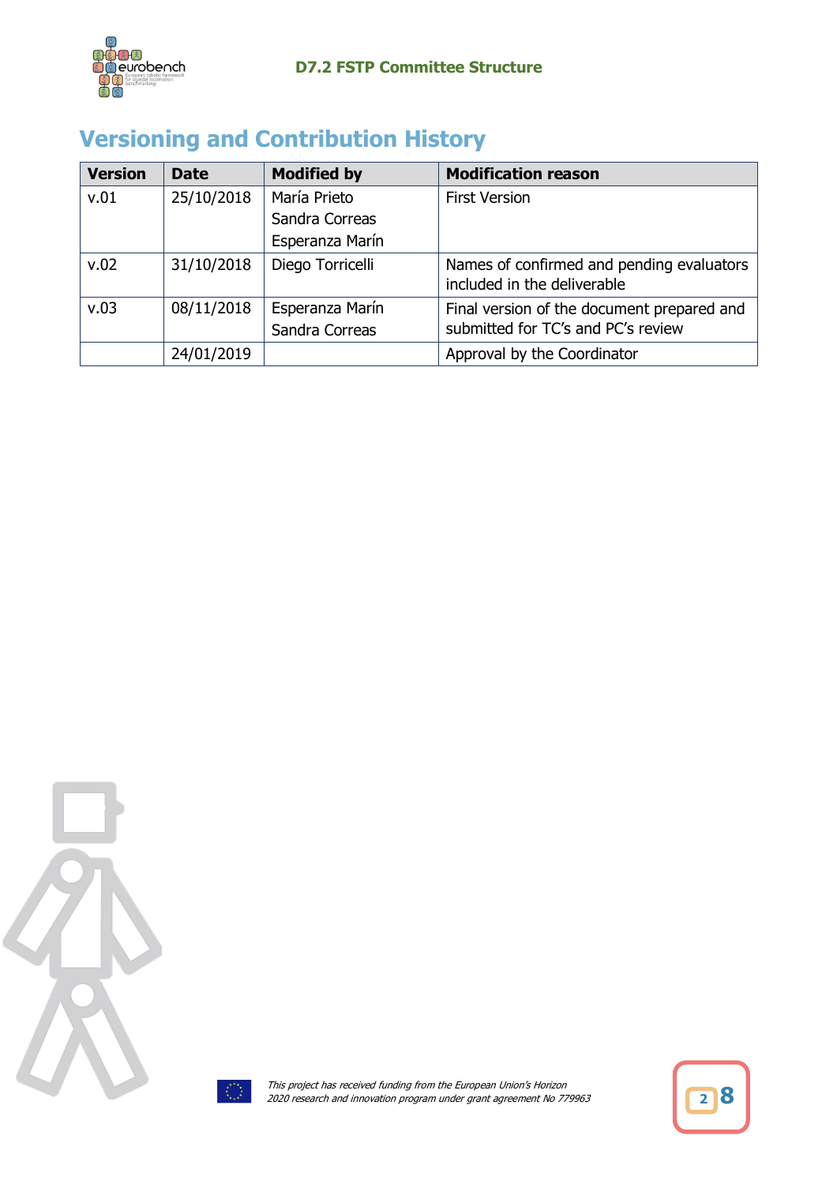# Versioning and Contribution History

| Version | Date | Modified by | Modification reason |
|---|---|---|---|
| v.01 | 25/10/2018 | María Prieto<br>Sandra Correas<br>Esperanza Marín | First Version |
| v.02 | 31/10/2018 | Diego Torricelli | Names of confirmed and pending evaluators included in the deliverable |
| v.03 | 08/11/2018 | Esperanza Marín<br>Sandra Correas | Final version of the document prepared and submitted for TC's and PC's review |
| | 24/01/2019 | | Approval by the Coordinator |

*This project has received funding from the European Union's Horizon 2020 research and innovation program under grant agreement No 779963*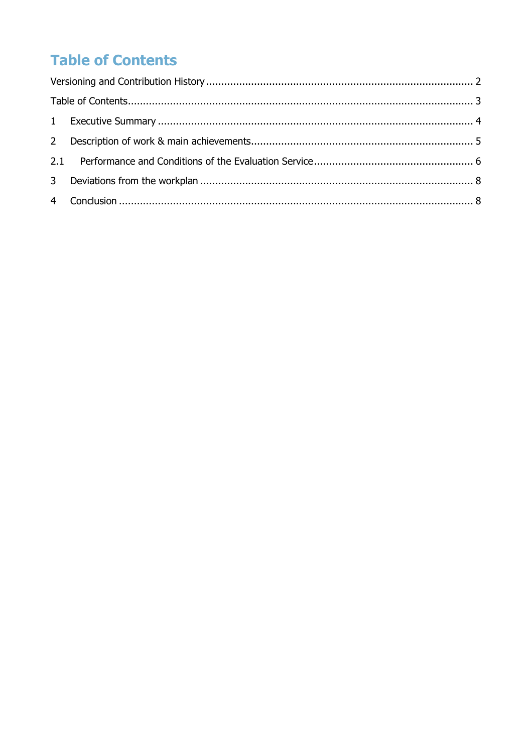# Table of Contents

Versioning and Contribution History ........................................................................................ 2

Table of Contents................................................................................................................... 3

1 Executive Summary ......................................................................................................... 4

2 Description of work & main achievements......................................................................... 5

2.1 Performance and Conditions of the Evaluation Service ..................................................... 6

3 Deviations from the workplan ........................................................................................... 8

4 Conclusion ...................................................................................................................... 8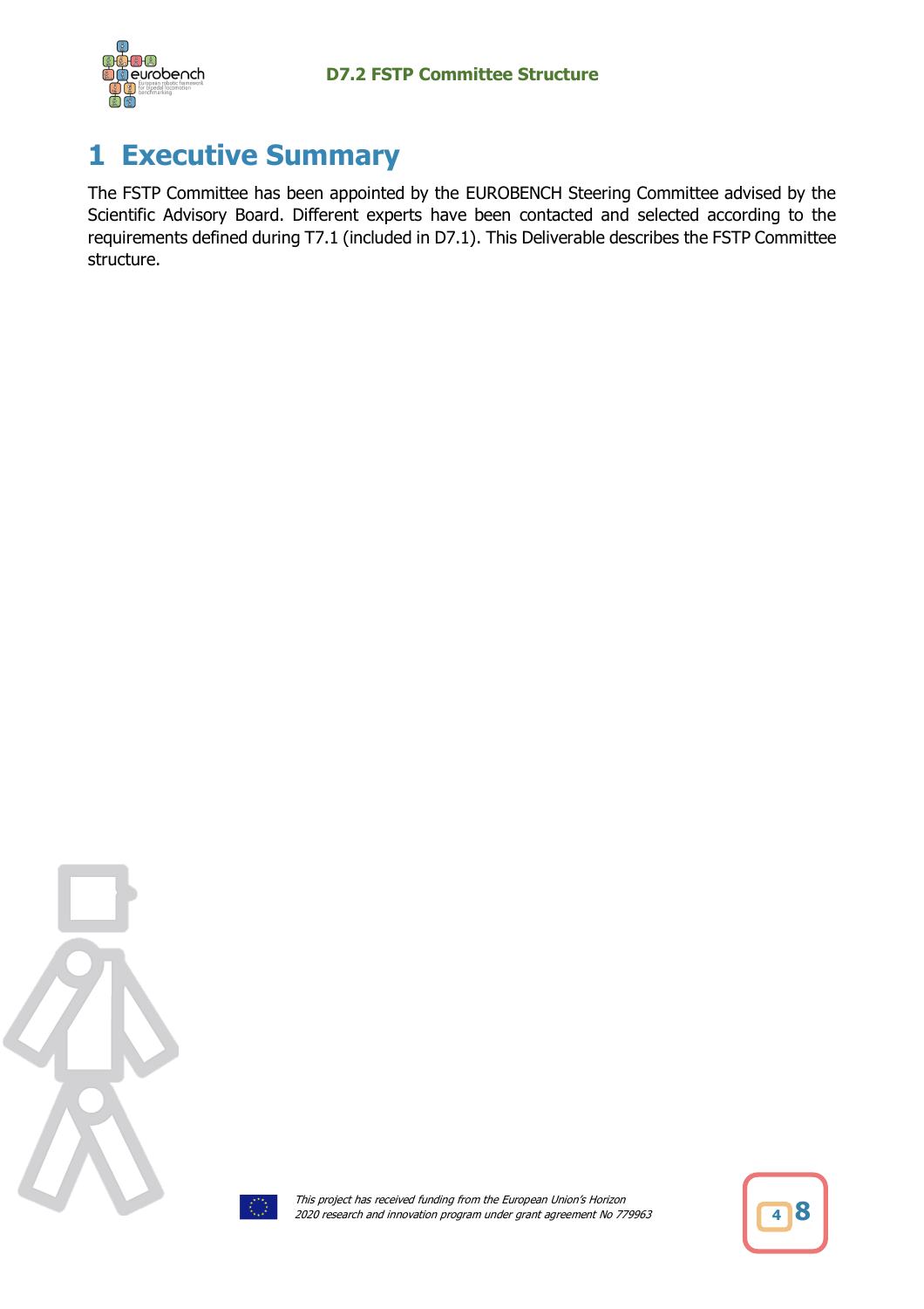# 1 Executive Summary

The FSTP Committee has been appointed by the EUROBENCH Steering Committee advised by the Scientific Advisory Board. Different experts have been contacted and selected according to the requirements defined during T7.1 (included in D7.1). This Deliverable describes the FSTP Committee structure.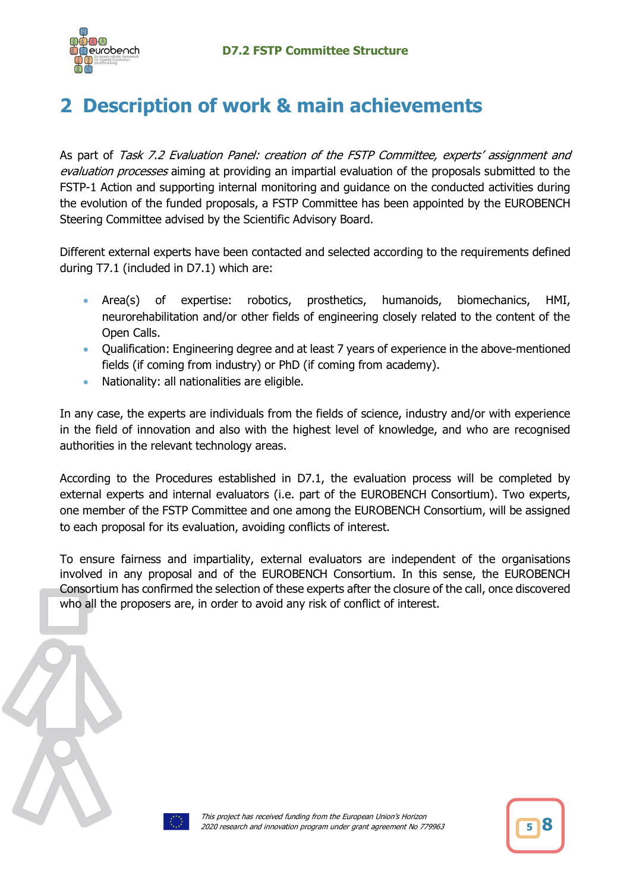# 2 Description of work & main achievements

As part of *Task 7.2 Evaluation Panel: creation of the FSTP Committee, experts' assignment and evaluation processes* aiming at providing an impartial evaluation of the proposals submitted to the FSTP-1 Action and supporting internal monitoring and guidance on the conducted activities during the evolution of the funded proposals, a FSTP Committee has been appointed by the EUROBENCH Steering Committee advised by the Scientific Advisory Board.

Different external experts have been contacted and selected according to the requirements defined during T7.1 (included in D7.1) which are:

- Area(s) of expertise: robotics, prosthetics, humanoids, biomechanics, HMI, neurorehabilitation and/or other fields of engineering closely related to the content of the Open Calls.
- Qualification: Engineering degree and at least 7 years of experience in the above-mentioned fields (if coming from industry) or PhD (if coming from academy).
- Nationality: all nationalities are eligible.

In any case, the experts are individuals from the fields of science, industry and/or with experience in the field of innovation and also with the highest level of knowledge, and who are recognised authorities in the relevant technology areas.

According to the Procedures established in D7.1, the evaluation process will be completed by external experts and internal evaluators (i.e. part of the EUROBENCH Consortium). Two experts, one member of the FSTP Committee and one among the EUROBENCH Consortium, will be assigned to each proposal for its evaluation, avoiding conflicts of interest.

To ensure fairness and impartiality, external evaluators are independent of the organisations involved in any proposal and of the EUROBENCH Consortium. In this sense, the EUROBENCH Consortium has confirmed the selection of these experts after the closure of the call, once discovered who all the proposers are, in order to avoid any risk of conflict of interest.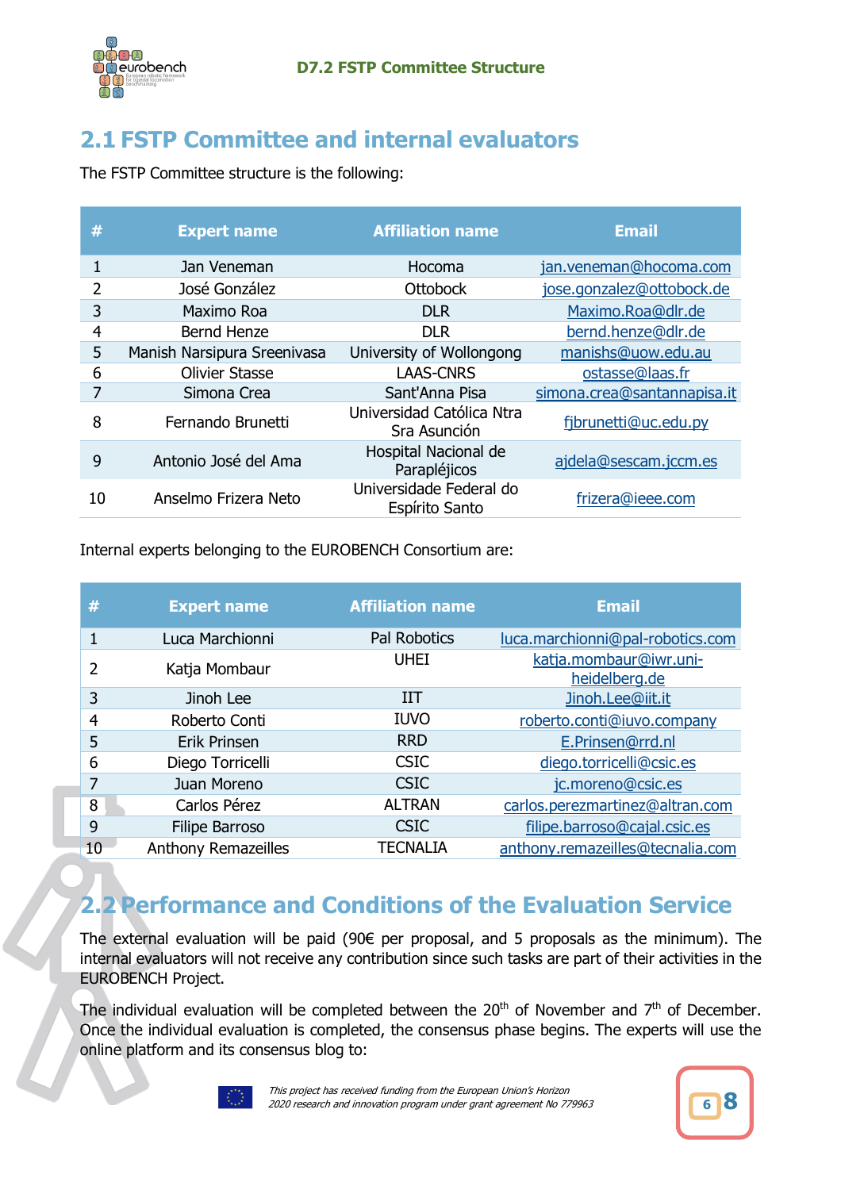## 2.1 FSTP Committee and internal evaluators

The FSTP Committee structure is the following:

| # | Expert name | Affiliation name | Email |
|---|---|---|---|
| 1 | Jan Veneman | Hocoma | jan.veneman@hocoma.com |
| 2 | José González | Ottobock | jose.gonzalez@ottobock.de |
| 3 | Maximo Roa | DLR | Maximo.Roa@dlr.de |
| 4 | Bernd Henze | DLR | bernd.henze@dlr.de |
| 5 | Manish Narsipura Sreenivasa | University of Wollongong | manishs@uow.edu.au |
| 6 | Olivier Stasse | LAAS-CNRS | ostasse@laas.fr |
| 7 | Simona Crea | Sant'Anna Pisa | simona.crea@santannapisa.it |
| 8 | Fernando Brunetti | Universidad Católica Ntra Sra Asunción | fjbrunetti@uc.edu.py |
| 9 | Antonio José del Ama | Hospital Nacional de Parapléjicos | ajdela@sescam.jccm.es |
| 10 | Anselmo Frizera Neto | Universidade Federal do Espírito Santo | frizera@ieee.com |

Internal experts belonging to the EUROBENCH Consortium are:

| # | Expert name | Affiliation name | Email |
|---|---|---|---|
| 1 | Luca Marchionni | Pal Robotics | luca.marchionni@pal-robotics.com |
| 2 | Katja Mombaur | UHEI | katja.mombaur@iwr.uni-heidelberg.de |
| 3 | Jinoh Lee | IIT | Jinoh.Lee@iit.it |
| 4 | Roberto Conti | IUVO | roberto.conti@iuvo.company |
| 5 | Erik Prinsen | RRD | E.Prinsen@rrd.nl |
| 6 | Diego Torricelli | CSIC | diego.torricelli@csic.es |
| 7 | Juan Moreno | CSIC | jc.moreno@csic.es |
| 8 | Carlos Pérez | ALTRAN | carlos.perezmartinez@altran.com |
| 9 | Filipe Barroso | CSIC | filipe.barroso@cajal.csic.es |
| 10 | Anthony Remazeilles | TECNALIA | anthony.remazeilles@tecnalia.com |

## 2.2 Performance and Conditions of the Evaluation Service

The external evaluation will be paid (90€ per proposal, and 5 proposals as the minimum). The internal evaluators will not receive any contribution since such tasks are part of their activities in the EUROBENCH Project.

The individual evaluation will be completed between the 20th of November and 7th of December. Once the individual evaluation is completed, the consensus phase begins. The experts will use the online platform and its consensus blog to: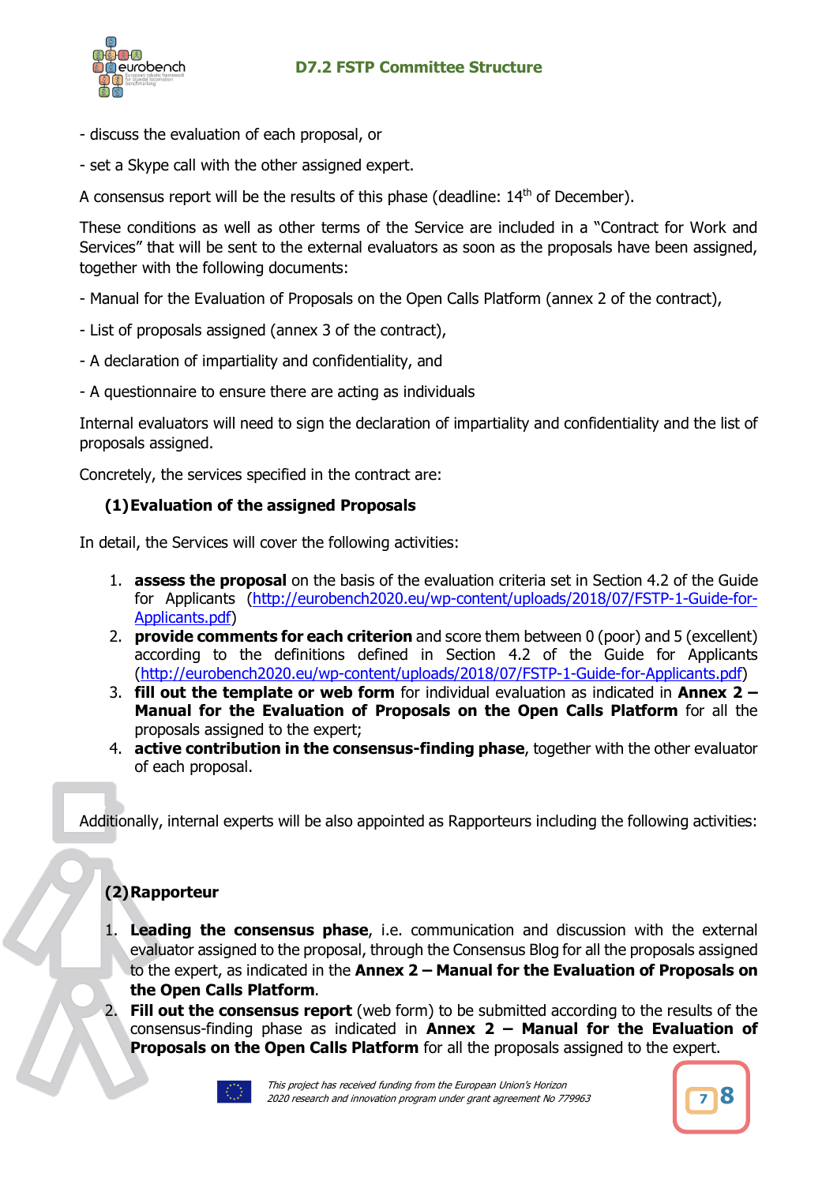- discuss the evaluation of each proposal, or

- set a Skype call with the other assigned expert.

A consensus report will be the results of this phase (deadline: 14th of December).

These conditions as well as other terms of the Service are included in a "Contract for Work and Services" that will be sent to the external evaluators as soon as the proposals have been assigned, together with the following documents:

- Manual for the Evaluation of Proposals on the Open Calls Platform (annex 2 of the contract),

- List of proposals assigned (annex 3 of the contract),

- A declaration of impartiality and confidentiality, and

- A questionnaire to ensure there are acting as individuals

Internal evaluators will need to sign the declaration of impartiality and confidentiality and the list of proposals assigned.

Concretely, the services specified in the contract are:

**(1) Evaluation of the assigned Proposals**

In detail, the Services will cover the following activities:

1. **assess the proposal** on the basis of the evaluation criteria set in Section 4.2 of the Guide for Applicants (http://eurobench2020.eu/wp-content/uploads/2018/07/FSTP-1-Guide-for-Applicants.pdf)
2. **provide comments for each criterion** and score them between 0 (poor) and 5 (excellent) according to the definitions defined in Section 4.2 of the Guide for Applicants (http://eurobench2020.eu/wp-content/uploads/2018/07/FSTP-1-Guide-for-Applicants.pdf)
3. **fill out the template or web form** for individual evaluation as indicated in **Annex 2 – Manual for the Evaluation of Proposals on the Open Calls Platform** for all the proposals assigned to the expert;
4. **active contribution in the consensus-finding phase**, together with the other evaluator of each proposal.

Additionally, internal experts will be also appointed as Rapporteurs including the following activities:

**(2) Rapporteur**

1. **Leading the consensus phase**, i.e. communication and discussion with the external evaluator assigned to the proposal, through the Consensus Blog for all the proposals assigned to the expert, as indicated in the **Annex 2 – Manual for the Evaluation of Proposals on the Open Calls Platform**.
2. **Fill out the consensus report** (web form) to be submitted according to the results of the consensus-finding phase as indicated in **Annex 2 – Manual for the Evaluation of Proposals on the Open Calls Platform** for all the proposals assigned to the expert.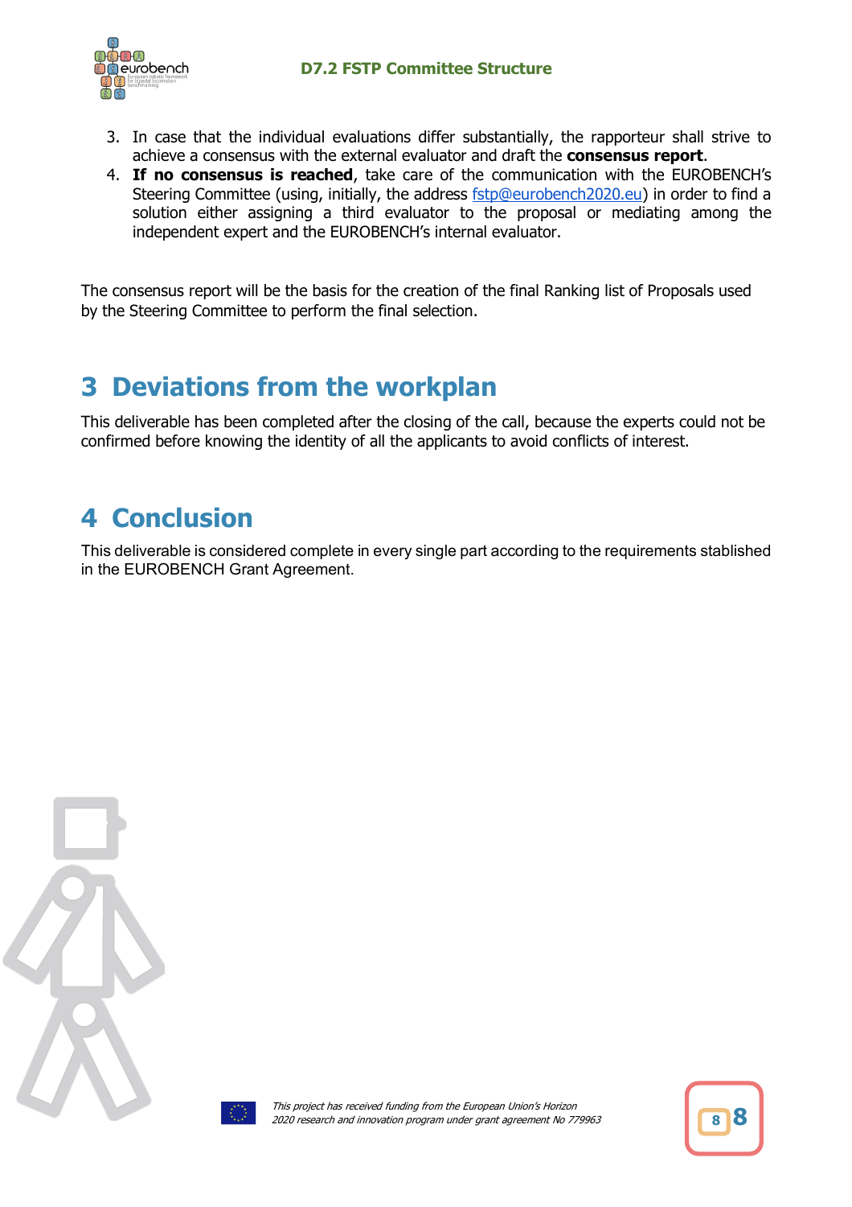3. In case that the individual evaluations differ substantially, the rapporteur shall strive to achieve a consensus with the external evaluator and draft the **consensus report**.
4. **If no consensus is reached**, take care of the communication with the EUROBENCH's Steering Committee (using, initially, the address fstp@eurobench2020.eu) in order to find a solution either assigning a third evaluator to the proposal or mediating among the independent expert and the EUROBENCH's internal evaluator.

The consensus report will be the basis for the creation of the final Ranking list of Proposals used by the Steering Committee to perform the final selection.

# 3 Deviations from the workplan

This deliverable has been completed after the closing of the call, because the experts could not be confirmed before knowing the identity of all the applicants to avoid conflicts of interest.

# 4 Conclusion

This deliverable is considered complete in every single part according to the requirements stablished in the EUROBENCH Grant Agreement.

*This project has received funding from the European Union's Horizon 2020 research and innovation program under grant agreement No 779963*